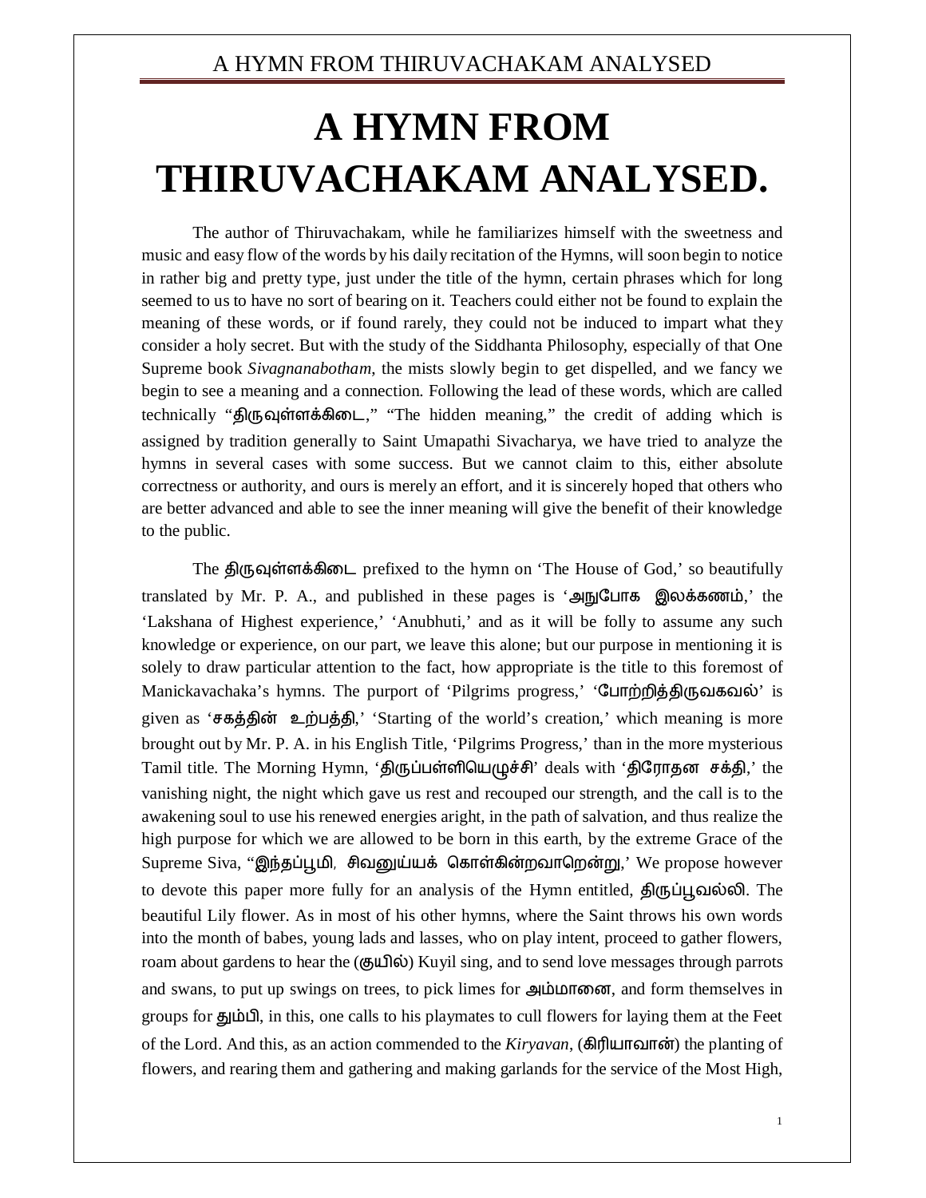# A HYMN FROM THIRUVACHAKAM ANALYSED.

The author of Thiruvachakam, while he familiarizes himself with the sweetness and music and easy flow of the words by his daily recitation of the Hymns, will soon begin to notice in rather big and pretty type, just under the title of the hymn, certain phrases which for long seemed to us to have no sort of bearing on it. Teachers could either not be found to explain the meaning of these words, or if found rarely, they could not be induced to impart what they consider a holy secret. But with the study of the Siddhanta Philosophy, especially of that One Supreme book *Sivagnanabotham*, the mists slowly begin to get dispelled, and we fancy we begin to see a meaning and a connection. Following the lead of these words, which are called technically "திருவுள்ளக்கிடை," "The hidden meaning," the credit of adding which is assigned by tradition generally to Saint Umapathi Sivacharya, we have tried to analyze the hymns in several cases with some success. But we cannot claim to this, either absolute correctness or authority, and ours is merely an effort, and it is sincerely hoped that others who are better advanced and able to see the inner meaning will give the benefit of their knowledge to the public.

The திருவுள்ளக்கிடை prefixed to the hymn on 'The House of God,' so beautifully translated by Mr. P. A., and published in these pages is 'அநுபோக இலக்கணம்,' the 'Lakshana of Highest experience,' 'Anubhuti,' and as it will be folly to assume any such knowledge or experience, on our part, we leave this alone; but our purpose in mentioning it is solely to draw particular attention to the fact, how appropriate is the title to this foremost of Manickavachaka's hymns. The purport of 'Pilgrims progress,' 'போற்றித்திருவகவல்' is given as 'சகத்தின் உற்பத்தி,' 'Starting of the world's creation,' which meaning is more brought out by Mr. P. A. in his English Title, 'Pilgrims Progress,' than in the more mysterious Tamil title. The Morning Hymn, 'திருப்பள்ளியெழுச்சி' deals with 'திரோதன சக்தி,' the vanishing night, the night which gave us rest and recouped our strength, and the call is to the awakening soul to use his renewed energies aright, in the path of salvation, and thus realize the high purpose for which we are allowed to be born in this earth, by the extreme Grace of the Supreme Siva, "இந்தப்பூமி, சிவனுய்யக் கொள்கின்றவாறென்று,' We propose however to devote this paper more fully for an analysis of the Hymn entitled, திருப்பூவல்லி. The beautiful Lily flower. As in most of his other hymns, where the Saint throws his own words into the month of babes, young lads and lasses, who on play intent, proceed to gather flowers, roam about gardens to hear the (குயில்) Kuyil sing, and to send love messages through parrots and swans, to put up swings on trees, to pick limes for அம்மானை, and form themselves in groups for தும்பி, in this, one calls to his playmates to cull flowers for laying them at the Feet of the Lord. And this, as an action commended to the *Kiryavan*, (கிரியாவான்) the planting of flowers, and rearing them and gathering and making garlands for the service of the Most High,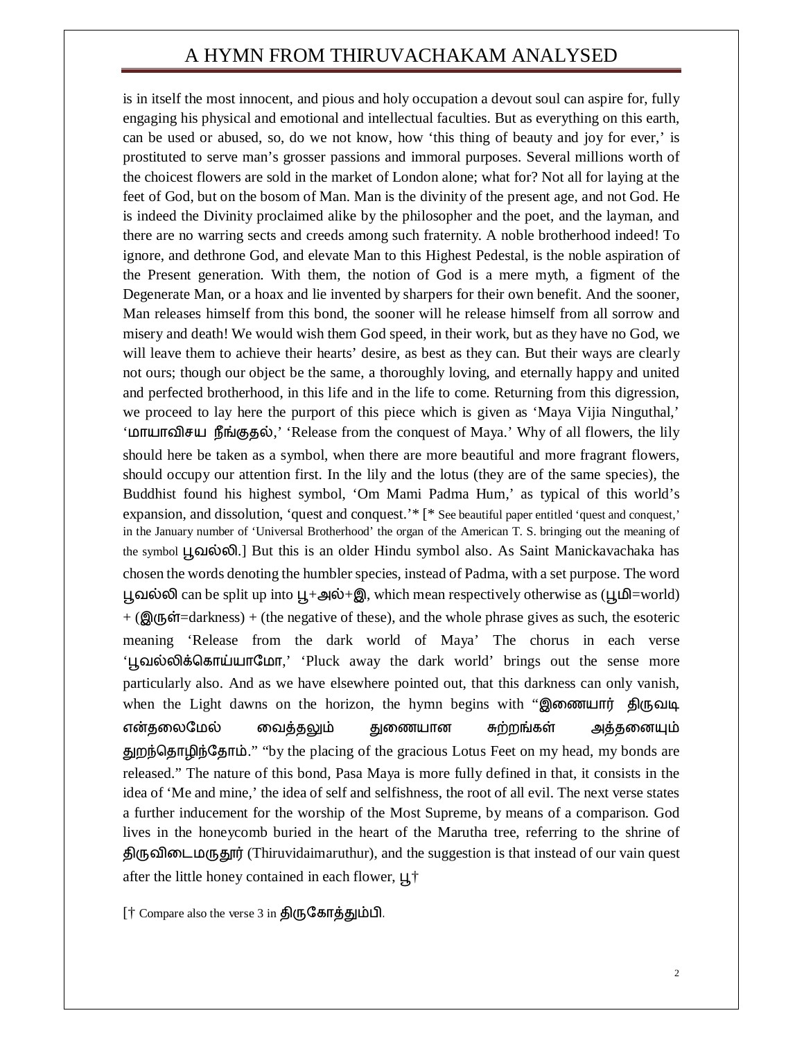is in itself the most innocent, and pious and holy occupation a devout soul can aspire for, fully engaging his physical and emotional and intellectual faculties. But as everything on this earth, can be used or abused, so, do we not know, how 'this thing of beauty and joy for ever,' is prostituted to serve man's grosser passions and immoral purposes. Several millions worth of the choicest flowers are sold in the market of London alone; what for? Not all for laying at the feet of God, but on the bosom of Man. Man is the divinity of the present age, and not God. He is indeed the Divinity proclaimed alike by the philosopher and the poet, and the layman, and there are no warring sects and creeds among such fraternity. A noble brotherhood indeed! To ignore, and dethrone God, and elevate Man to this Highest Pedestal, is the noble aspiration of the Present generation. With them, the notion of God is a mere myth, a figment of the Degenerate Man, or a hoax and lie invented by sharpers for their own benefit. And the sooner, Man releases himself from this bond, the sooner will he release himself from all sorrow and misery and death! We would wish them God speed, in their work, but as they have no God, we will leave them to achieve their hearts' desire, as best as they can. But their ways are clearly not ours; though our object be the same, a thoroughly loving, and eternally happy and united and perfected brotherhood, in this life and in the life to come. Returning from this digression, we proceed to lay here the purport of this piece which is given as 'Maya Vijia Ninguthal,' 'மாயாவிசய நீங்குதல்,' 'Release from the conquest of Maya.' Why of all flowers, the lily should here be taken as a symbol, when there are more beautiful and more fragrant flowers, should occupy our attention first. In the lily and the lotus (they are of the same species), the Buddhist found his highest symbol, 'Om Mami Padma Hum,' as typical of this world's expansion, and dissolution, 'quest and conquest.'* [* See beautiful paper entitled 'quest and conquest,' in the January number of 'Universal Brotherhood' the organ of the American T. S. bringing out the meaning of the symbol பூவல்லி.] But this is an older Hindu symbol also. As Saint Manickavachaka has chosen the words denoting the humbler species, instead of Padma, with a set purpose. The word பூவல்லி can be split up into பூ+அல்+இ, which mean respectively otherwise as (பூமி=world) + (இருள்=darkness) + (the negative of these), and the whole phrase gives as such, the esoteric meaning 'Release from the dark world of Maya' The chorus in each verse 'பூவல்லிக்கொய்யாமோ,' 'Pluck away the dark world' brings out the sense more particularly also. And as we have elsewhere pointed out, that this darkness can only vanish, when the Light dawns on the horizon, the hymn begins with "இணையார் திருவடி என்தலைமேல் வைத்தலும் துணையான சுற்றங்கள் அத்தனையும் துறந்தொழிந்தோம்." "by the placing of the gracious Lotus Feet on my head, my bonds are released." The nature of this bond, Pasa Maya is more fully defined in that, it consists in the idea of 'Me and mine,' the idea of self and selfishness, the root of all evil. The next verse states a further inducement for the worship of the Most Supreme, by means of a comparison. God lives in the honeycomb buried in the heart of the Marutha tree, referring to the shrine of திருவிடைமருதூர் (Thiruvidaimaruthur), and the suggestion is that instead of our vain quest after the little honey contained in each flower, பூ†

[† Compare also the verse 3 in திருகோத்தும்பி.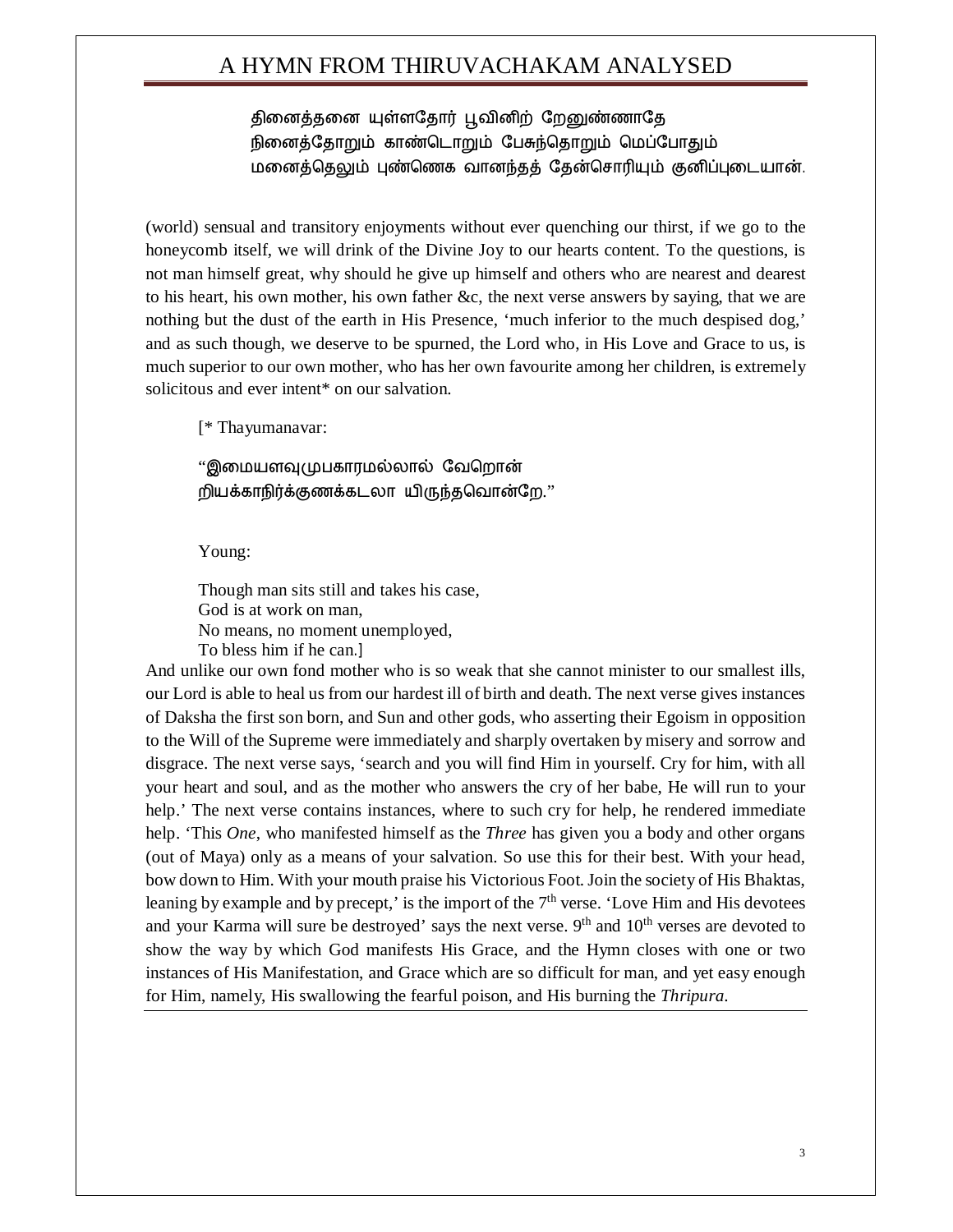தினைத்தனை யுள்ளதோர் பூவினிற் றேனுண்ணாதே
நினைத்தோறும் காண்டொறும் பேசுந்தொறும் மெப்போதும்
மனைத்தெலும் புண்ணெக வானந்தத் தேன்சொரியும் குனிப்புடையான்.

(world) sensual and transitory enjoyments without ever quenching our thirst, if we go to the honeycomb itself, we will drink of the Divine Joy to our hearts content. To the questions, is not man himself great, why should he give up himself and others who are nearest and dearest to his heart, his own mother, his own father &c, the next verse answers by saying, that we are nothing but the dust of the earth in His Presence, 'much inferior to the much despised dog,' and as such though, we deserve to be spurned, the Lord who, in His Love and Grace to us, is much superior to our own mother, who has her own favourite among her children, is extremely solicitous and ever intent* on our salvation.

[* Thayumanavar:

"இமையளவுமுபகாரமல்லால் வேறொன்
றியக்காநிர்க்குணக்கடலா யிருந்தவொன்றே."

Young:

Though man sits still and takes his case,
God is at work on man,
No means, no moment unemployed,
To bless him if he can.]

And unlike our own fond mother who is so weak that she cannot minister to our smallest ills, our Lord is able to heal us from our hardest ill of birth and death. The next verse gives instances of Daksha the first son born, and Sun and other gods, who asserting their Egoism in opposition to the Will of the Supreme were immediately and sharply overtaken by misery and sorrow and disgrace. The next verse says, 'search and you will find Him in yourself. Cry for him, with all your heart and soul, and as the mother who answers the cry of her babe, He will run to your help.' The next verse contains instances, where to such cry for help, he rendered immediate help. 'This *One*, who manifested himself as the *Three* has given you a body and other organs (out of Maya) only as a means of your salvation. So use this for their best. With your head, bow down to Him. With your mouth praise his Victorious Foot. Join the society of His Bhaktas, leaning by example and by precept,' is the import of the 7th verse. 'Love Him and His devotees and your Karma will sure be destroyed' says the next verse. 9th and 10th verses are devoted to show the way by which God manifests His Grace, and the Hymn closes with one or two instances of His Manifestation, and Grace which are so difficult for man, and yet easy enough for Him, namely, His swallowing the fearful poison, and His burning the *Thripura*.